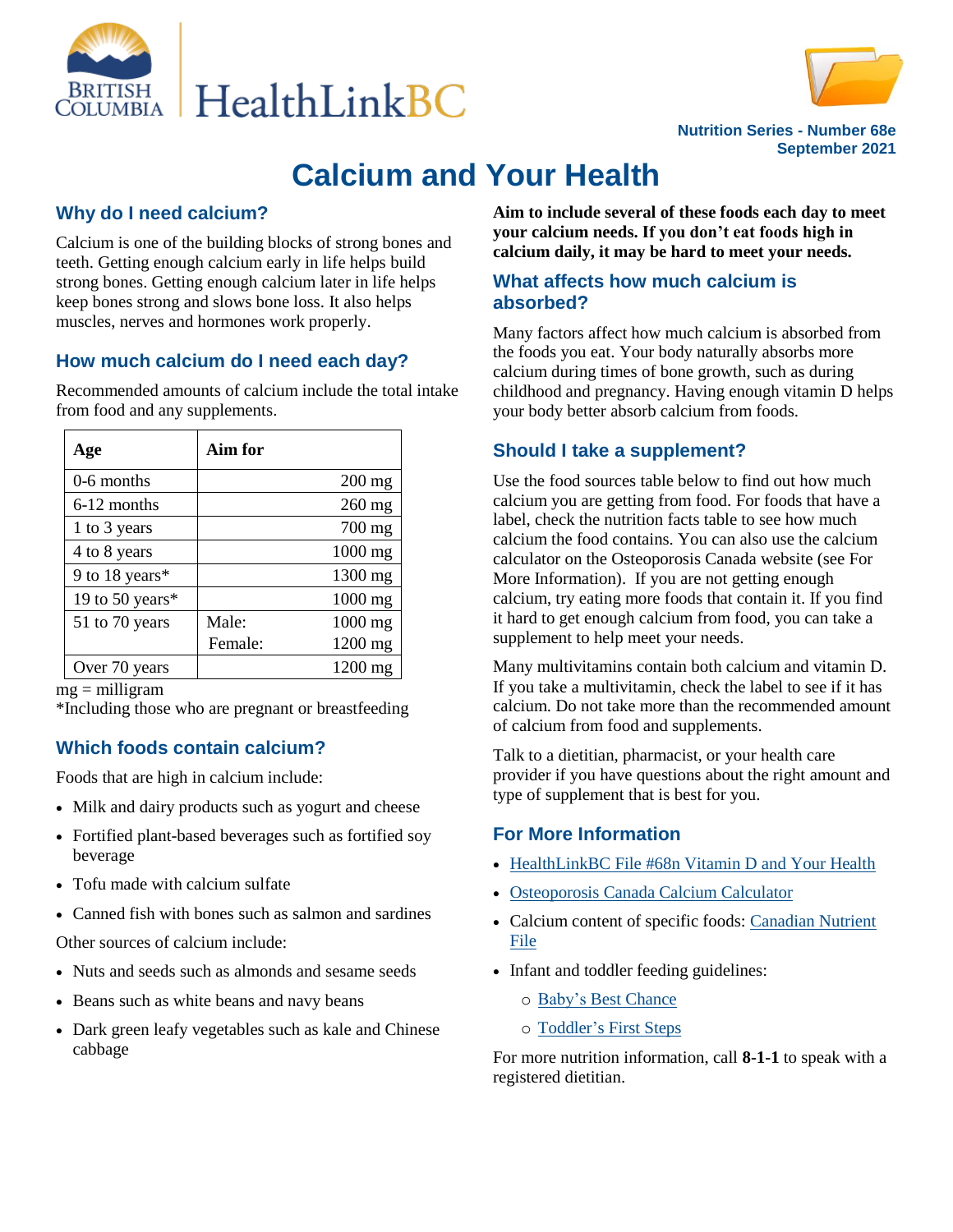Nutrition Series - Number 68e
September 2021

# Calcium and Your Health

## Why do I need calcium?

Calcium is one of the building blocks of strong bones and teeth. Getting enough calcium early in life helps build strong bones. Getting enough calcium later in life helps keep bones strong and slows bone loss. It also helps muscles, nerves and hormones work properly.

## How much calcium do I need each day?

Recommended amounts of calcium include the total intake from food and any supplements.

| Age | Aim for | |
|---|---|---|
| 0-6 months | | 200 mg |
| 6-12 months | | 260 mg |
| 1 to 3 years | | 700 mg |
| 4 to 8 years | | 1000 mg |
| 9 to 18 years* | | 1300 mg |
| 19 to 50 years* | | 1000 mg |
| 51 to 70 years | Male: | 1000 mg |
| | Female: | 1200 mg |
| Over 70 years | | 1200 mg |

mg = milligram

*Including those who are pregnant or breastfeeding

## Which foods contain calcium?

Foods that are high in calcium include:

- Milk and dairy products such as yogurt and cheese
- Fortified plant-based beverages such as fortified soy beverage
- Tofu made with calcium sulfate
- Canned fish with bones such as salmon and sardines

Other sources of calcium include:

- Nuts and seeds such as almonds and sesame seeds
- Beans such as white beans and navy beans
- Dark green leafy vegetables such as kale and Chinese cabbage

**Aim to include several of these foods each day to meet your calcium needs. If you don't eat foods high in calcium daily, it may be hard to meet your needs.**

## What affects how much calcium is absorbed?

Many factors affect how much calcium is absorbed from the foods you eat. Your body naturally absorbs more calcium during times of bone growth, such as during childhood and pregnancy. Having enough vitamin D helps your body better absorb calcium from foods.

## Should I take a supplement?

Use the food sources table below to find out how much calcium you are getting from food. For foods that have a label, check the nutrition facts table to see how much calcium the food contains. You can also use the calcium calculator on the Osteoporosis Canada website (see For More Information). If you are not getting enough calcium, try eating more foods that contain it. If you find it hard to get enough calcium from food, you can take a supplement to help meet your needs.

Many multivitamins contain both calcium and vitamin D. If you take a multivitamin, check the label to see if it has calcium. Do not take more than the recommended amount of calcium from food and supplements.

Talk to a dietitian, pharmacist, or your health care provider if you have questions about the right amount and type of supplement that is best for you.

## For More Information

- HealthLinkBC File #68n Vitamin D and Your Health
- Osteoporosis Canada Calcium Calculator
- Calcium content of specific foods: Canadian Nutrient File
- Infant and toddler feeding guidelines:
  - Baby's Best Chance
  - Toddler's First Steps

For more nutrition information, call **8-1-1** to speak with a registered dietitian.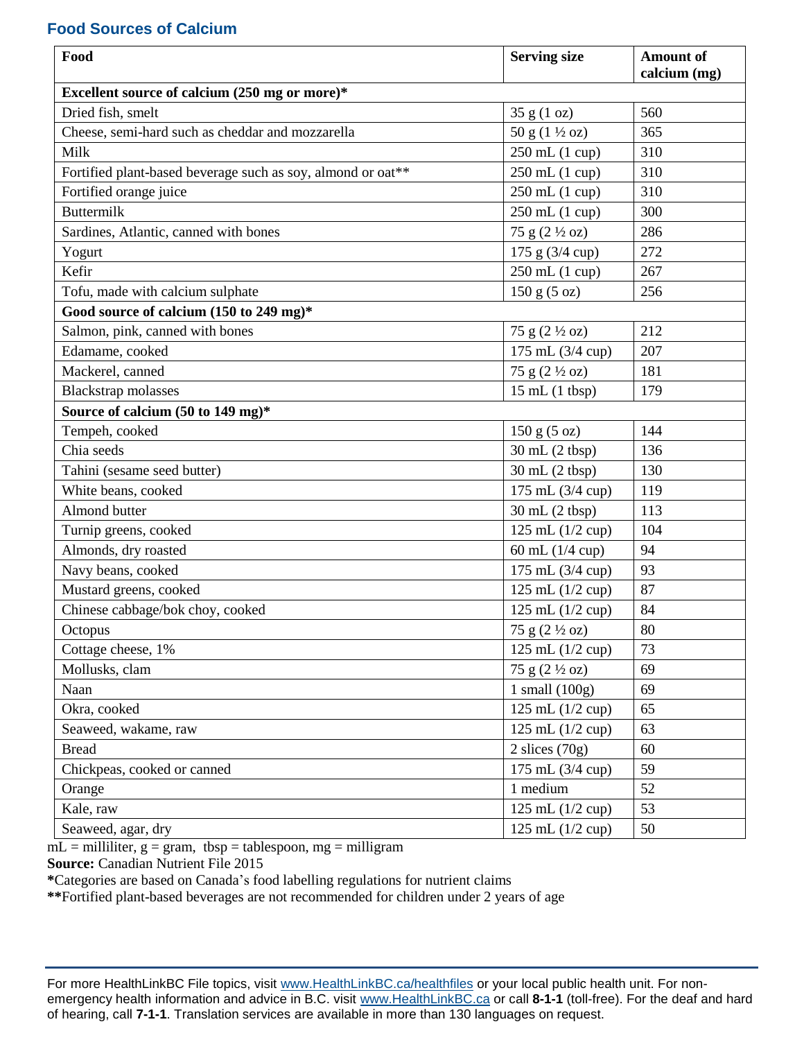## Food Sources of Calcium

| Food | Serving size | Amount of calcium (mg) |
| --- | --- | --- |
| **Excellent source of calcium (250 mg or more)*** | | |
| Dried fish, smelt | 35 g (1 oz) | 560 |
| Cheese, semi-hard such as cheddar and mozzarella | 50 g (1 ½ oz) | 365 |
| Milk | 250 mL (1 cup) | 310 |
| Fortified plant-based beverage such as soy, almond or oat** | 250 mL (1 cup) | 310 |
| Fortified orange juice | 250 mL (1 cup) | 310 |
| Buttermilk | 250 mL (1 cup) | 300 |
| Sardines, Atlantic, canned with bones | 75 g (2 ½ oz) | 286 |
| Yogurt | 175 g (3/4 cup) | 272 |
| Kefir | 250 mL (1 cup) | 267 |
| Tofu, made with calcium sulphate | 150 g (5 oz) | 256 |
| **Good source of calcium (150 to 249 mg)*** | | |
| Salmon, pink, canned with bones | 75 g (2 ½ oz) | 212 |
| Edamame, cooked | 175 mL (3/4 cup) | 207 |
| Mackerel, canned | 75 g (2 ½ oz) | 181 |
| Blackstrap molasses | 15 mL (1 tbsp) | 179 |
| **Source of calcium (50 to 149 mg)*** | | |
| Tempeh, cooked | 150 g (5 oz) | 144 |
| Chia seeds | 30 mL (2 tbsp) | 136 |
| Tahini (sesame seed butter) | 30 mL (2 tbsp) | 130 |
| White beans, cooked | 175 mL (3/4 cup) | 119 |
| Almond butter | 30 mL (2 tbsp) | 113 |
| Turnip greens, cooked | 125 mL (1/2 cup) | 104 |
| Almonds, dry roasted | 60 mL (1/4 cup) | 94 |
| Navy beans, cooked | 175 mL (3/4 cup) | 93 |
| Mustard greens, cooked | 125 mL (1/2 cup) | 87 |
| Chinese cabbage/bok choy, cooked | 125 mL (1/2 cup) | 84 |
| Octopus | 75 g (2 ½ oz) | 80 |
| Cottage cheese, 1% | 125 mL (1/2 cup) | 73 |
| Mollusks, clam | 75 g (2 ½ oz) | 69 |
| Naan | 1 small (100g) | 69 |
| Okra, cooked | 125 mL (1/2 cup) | 65 |
| Seaweed, wakame, raw | 125 mL (1/2 cup) | 63 |
| Bread | 2 slices (70g) | 60 |
| Chickpeas, cooked or canned | 175 mL (3/4 cup) | 59 |
| Orange | 1 medium | 52 |
| Kale, raw | 125 mL (1/2 cup) | 53 |
| Seaweed, agar, dry | 125 mL (1/2 cup) | 50 |

mL = milliliter, g = gram, tbsp = tablespoon, mg = milligram

**Source:** Canadian Nutrient File 2015

***Categories are based on Canada's food labelling regulations for nutrient claims

****Fortified plant-based beverages are not recommended for children under 2 years of age

For more HealthLinkBC File topics, visit www.HealthLinkBC.ca/healthfiles or your local public health unit. For non-emergency health information and advice in B.C. visit www.HealthLinkBC.ca or call **8-1-1** (toll-free). For the deaf and hard of hearing, call **7-1-1**. Translation services are available in more than 130 languages on request.